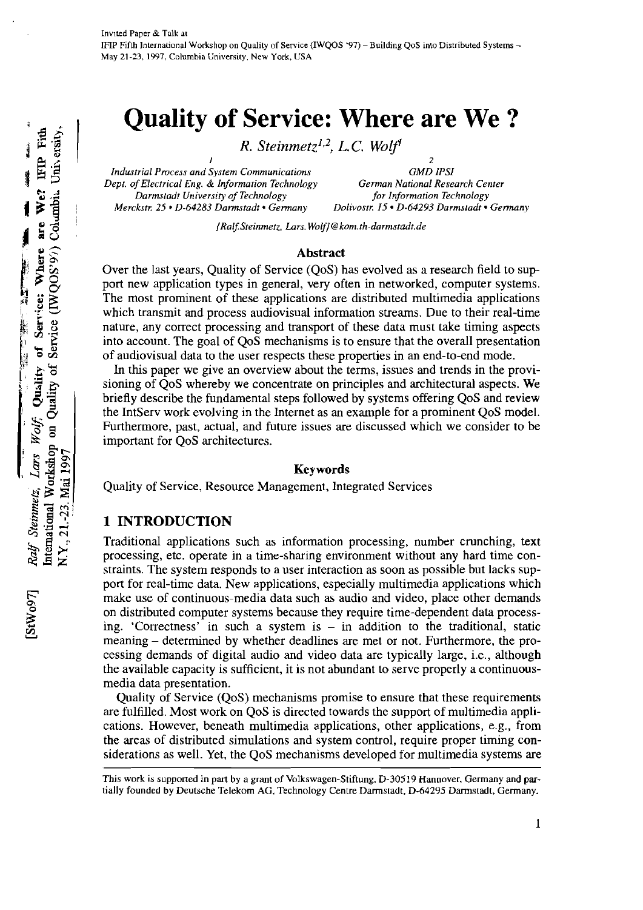Invited Paper & Talk at
IFIP Fifth International Workshop on Quality of Service (IWQOS '97) – Building QoS into Distributed Systems – May 21-23, 1997, Columbia University, New York, USA

# Quality of Service: Where are We ?

*R. Steinmetz*[1,2], *L.C. Wolf*[1]

[1] *Industrial Process and System Communications*
*Dept. of Electrical Eng. & Information Technology*
*Darmstadt University of Technology*
*Merckstr. 25 • D-64283 Darmstadt • Germany*

[2] *GMD IPSI*
*German National Research Center for Information Technology*
*Dolivostr. 15 • D-64293 Darmstadt • Germany*

*{Ralf.Steinmetz, Lars.Wolf}@kom.th-darmstadt.de*

## Abstract

Over the last years, Quality of Service (QoS) has evolved as a research field to support new application types in general, very often in networked, computer systems. The most prominent of these applications are distributed multimedia applications which transmit and process audiovisual information streams. Due to their real-time nature, any correct processing and transport of these data must take timing aspects into account. The goal of QoS mechanisms is to ensure that the overall presentation of audiovisual data to the user respects these properties in an end-to-end mode.

In this paper we give an overview about the terms, issues and trends in the provisioning of QoS whereby we concentrate on principles and architectural aspects. We briefly describe the fundamental steps followed by systems offering QoS and review the IntServ work evolving in the Internet as an example for a prominent QoS model. Furthermore, past, actual, and future issues are discussed which we consider to be important for QoS architectures.

## Keywords

Quality of Service, Resource Management, Integrated Services

## 1 INTRODUCTION

Traditional applications such as information processing, number crunching, text processing, etc. operate in a time-sharing environment without any hard time constraints. The system responds to a user interaction as soon as possible but lacks support for real-time data. New applications, especially multimedia applications which make use of continuous-media data such as audio and video, place other demands on distributed computer systems because they require time-dependent data processing. 'Correctness' in such a system is – in addition to the traditional, static meaning – determined by whether deadlines are met or not. Furthermore, the processing demands of digital audio and video data are typically large, i.e., although the available capacity is sufficient, it is not abundant to serve properly a continuous-media data presentation.

Quality of Service (QoS) mechanisms promise to ensure that these requirements are fulfilled. Most work on QoS is directed towards the support of multimedia applications. However, beneath multimedia applications, other applications, e.g., from the areas of distributed simulations and system control, require proper timing considerations as well. Yet, the QoS mechanisms developed for multimedia systems are

This work is supported in part by a grant of Volkswagen-Stiftung, D-30519 Hannover, Germany and partially founded by Deutsche Telekom AG, Technology Centre Darmstadt, D-64295 Darmstadt, Germany.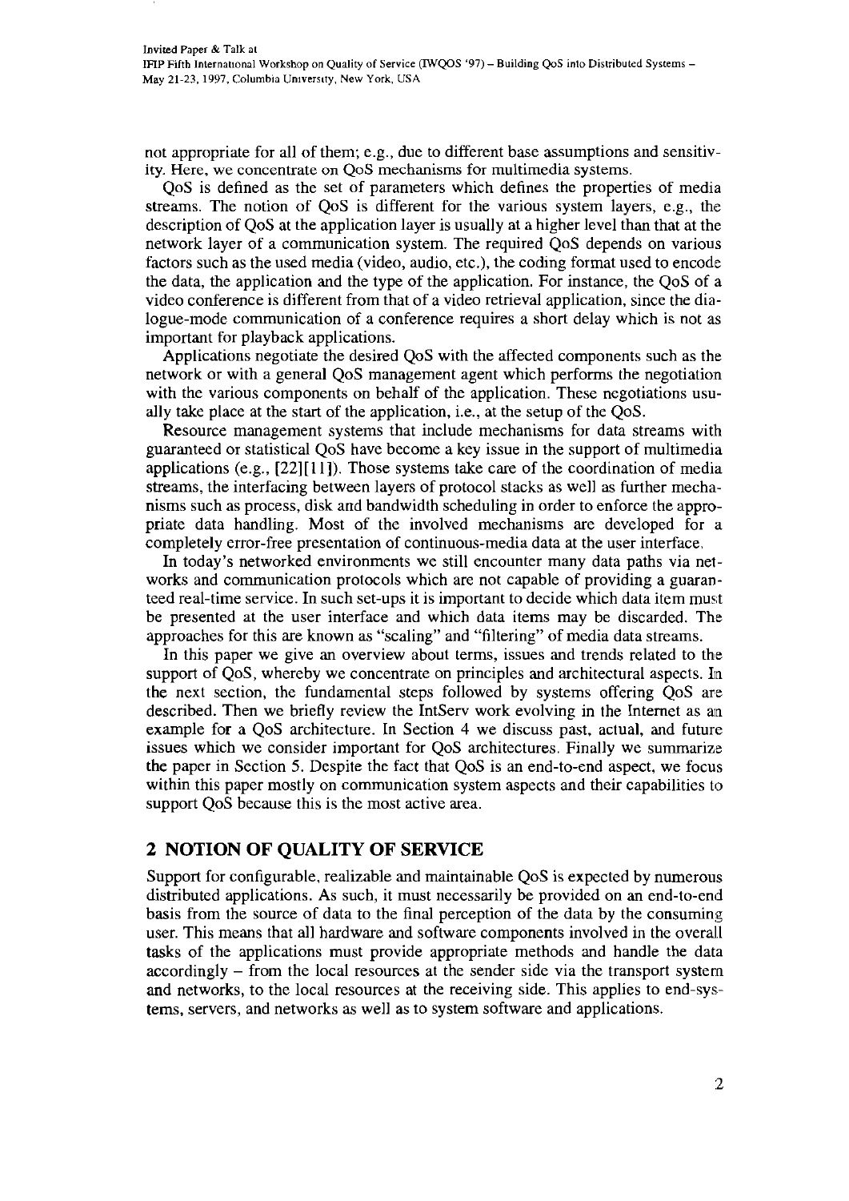not appropriate for all of them; e.g., due to different base assumptions and sensitivity. Here, we concentrate on QoS mechanisms for multimedia systems.

QoS is defined as the set of parameters which defines the properties of media streams. The notion of QoS is different for the various system layers, e.g., the description of QoS at the application layer is usually at a higher level than that at the network layer of a communication system. The required QoS depends on various factors such as the used media (video, audio, etc.), the coding format used to encode the data, the application and the type of the application. For instance, the QoS of a video conference is different from that of a video retrieval application, since the dialogue-mode communication of a conference requires a short delay which is not as important for playback applications.

Applications negotiate the desired QoS with the affected components such as the network or with a general QoS management agent which performs the negotiation with the various components on behalf of the application. These negotiations usually take place at the start of the application, i.e., at the setup of the QoS.

Resource management systems that include mechanisms for data streams with guaranteed or statistical QoS have become a key issue in the support of multimedia applications (e.g., [22][11]). Those systems take care of the coordination of media streams, the interfacing between layers of protocol stacks as well as further mechanisms such as process, disk and bandwidth scheduling in order to enforce the appropriate data handling. Most of the involved mechanisms are developed for a completely error-free presentation of continuous-media data at the user interface.

In today's networked environments we still encounter many data paths via networks and communication protocols which are not capable of providing a guaranteed real-time service. In such set-ups it is important to decide which data item must be presented at the user interface and which data items may be discarded. The approaches for this are known as "scaling" and "filtering" of media data streams.

In this paper we give an overview about terms, issues and trends related to the support of QoS, whereby we concentrate on principles and architectural aspects. In the next section, the fundamental steps followed by systems offering QoS are described. Then we briefly review the IntServ work evolving in the Internet as an example for a QoS architecture. In Section 4 we discuss past, actual, and future issues which we consider important for QoS architectures. Finally we summarize the paper in Section 5. Despite the fact that QoS is an end-to-end aspect, we focus within this paper mostly on communication system aspects and their capabilities to support QoS because this is the most active area.

## 2 NOTION OF QUALITY OF SERVICE

Support for configurable, realizable and maintainable QoS is expected by numerous distributed applications. As such, it must necessarily be provided on an end-to-end basis from the source of data to the final perception of the data by the consuming user. This means that all hardware and software components involved in the overall tasks of the applications must provide appropriate methods and handle the data accordingly – from the local resources at the sender side via the transport system and networks, to the local resources at the receiving side. This applies to end-systems, servers, and networks as well as to system software and applications.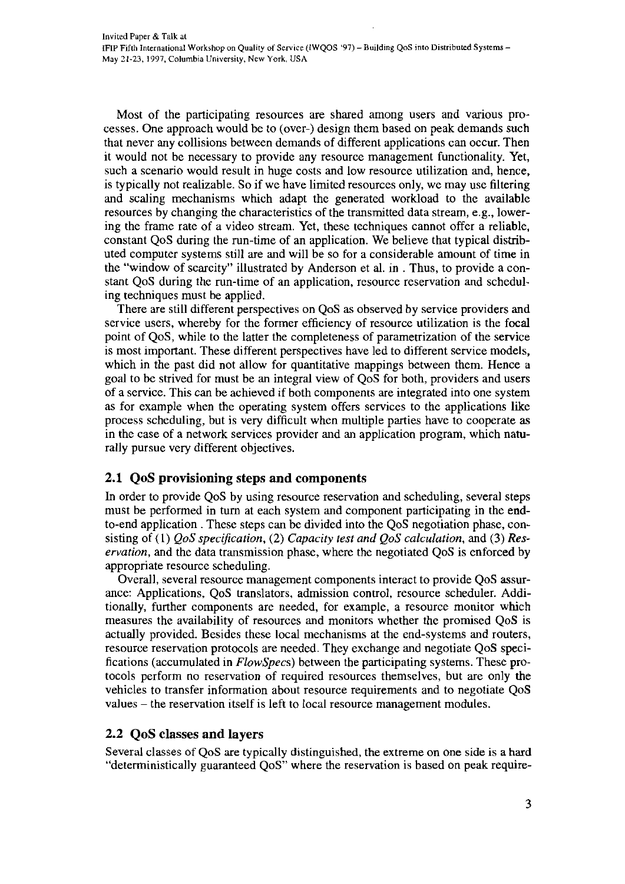Most of the participating resources are shared among users and various processes. One approach would be to (over-) design them based on peak demands such that never any collisions between demands of different applications can occur. Then it would not be necessary to provide any resource management functionality. Yet, such a scenario would result in huge costs and low resource utilization and, hence, is typically not realizable. So if we have limited resources only, we may use filtering and scaling mechanisms which adapt the generated workload to the available resources by changing the characteristics of the transmitted data stream, e.g., lowering the frame rate of a video stream. Yet, these techniques cannot offer a reliable, constant QoS during the run-time of an application. We believe that typical distributed computer systems still are and will be so for a considerable amount of time in the "window of scarcity" illustrated by Anderson et al. in . Thus, to provide a constant QoS during the run-time of an application, resource reservation and scheduling techniques must be applied.

There are still different perspectives on QoS as observed by service providers and service users, whereby for the former efficiency of resource utilization is the focal point of QoS, while to the latter the completeness of parametrization of the service is most important. These different perspectives have led to different service models, which in the past did not allow for quantitative mappings between them. Hence a goal to be strived for must be an integral view of QoS for both, providers and users of a service. This can be achieved if both components are integrated into one system as for example when the operating system offers services to the applications like process scheduling, but is very difficult when multiple parties have to cooperate as in the case of a network services provider and an application program, which naturally pursue very different objectives.

## 2.1 QoS provisioning steps and components

In order to provide QoS by using resource reservation and scheduling, several steps must be performed in turn at each system and component participating in the end-to-end application . These steps can be divided into the QoS negotiation phase, consisting of (1) *QoS specification*, (2) *Capacity test and QoS calculation*, and (3) *Reservation*, and the data transmission phase, where the negotiated QoS is enforced by appropriate resource scheduling.

Overall, several resource management components interact to provide QoS assurance: Applications, QoS translators, admission control, resource scheduler. Additionally, further components are needed, for example, a resource monitor which measures the availability of resources and monitors whether the promised QoS is actually provided. Besides these local mechanisms at the end-systems and routers, resource reservation protocols are needed. They exchange and negotiate QoS specifications (accumulated in *FlowSpecs*) between the participating systems. These protocols perform no reservation of required resources themselves, but are only the vehicles to transfer information about resource requirements and to negotiate QoS values – the reservation itself is left to local resource management modules.

## 2.2 QoS classes and layers

Several classes of QoS are typically distinguished, the extreme on one side is a hard "deterministically guaranteed QoS" where the reservation is based on peak require-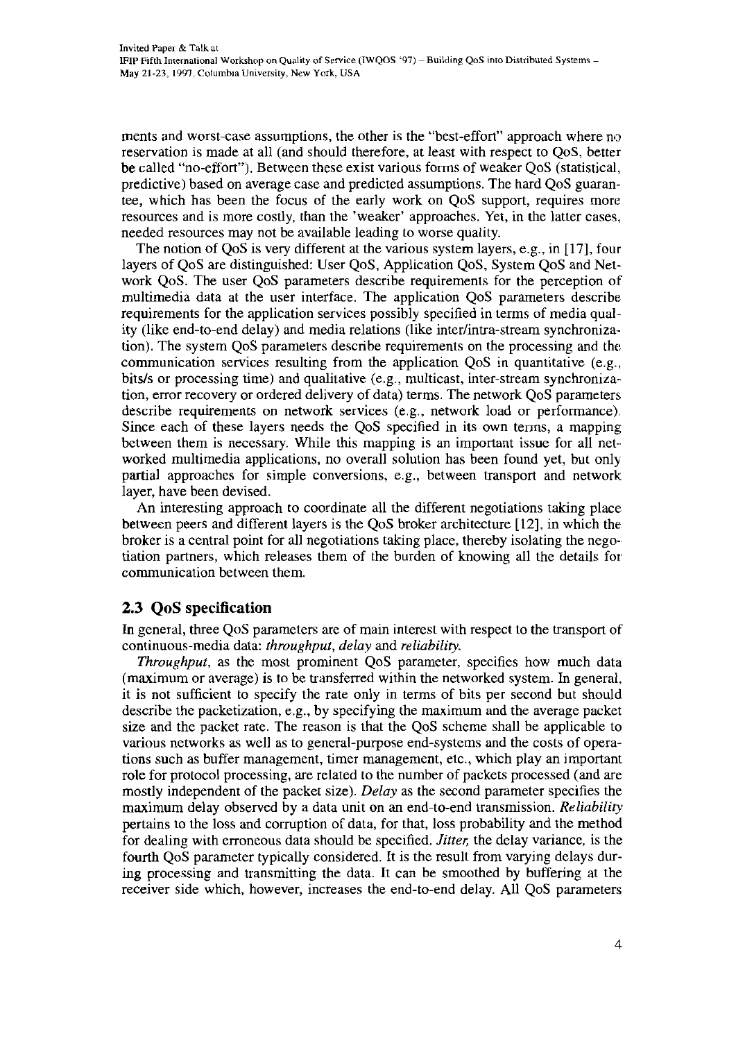ments and worst-case assumptions, the other is the "best-effort" approach where no reservation is made at all (and should therefore, at least with respect to QoS, better be called "no-effort"). Between these exist various forms of weaker QoS (statistical, predictive) based on average case and predicted assumptions. The hard QoS guarantee, which has been the focus of the early work on QoS support, requires more resources and is more costly, than the 'weaker' approaches. Yet, in the latter cases, needed resources may not be available leading to worse quality.

The notion of QoS is very different at the various system layers, e.g., in [17], four layers of QoS are distinguished: User QoS, Application QoS, System QoS and Network QoS. The user QoS parameters describe requirements for the perception of multimedia data at the user interface. The application QoS parameters describe requirements for the application services possibly specified in terms of media quality (like end-to-end delay) and media relations (like inter/intra-stream synchronization). The system QoS parameters describe requirements on the processing and the communication services resulting from the application QoS in quantitative (e.g., bits/s or processing time) and qualitative (e.g., multicast, inter-stream synchronization, error recovery or ordered delivery of data) terms. The network QoS parameters describe requirements on network services (e.g., network load or performance). Since each of these layers needs the QoS specified in its own terms, a mapping between them is necessary. While this mapping is an important issue for all networked multimedia applications, no overall solution has been found yet, but only partial approaches for simple conversions, e.g., between transport and network layer, have been devised.

An interesting approach to coordinate all the different negotiations taking place between peers and different layers is the QoS broker architecture [12], in which the broker is a central point for all negotiations taking place, thereby isolating the negotiation partners, which releases them of the burden of knowing all the details for communication between them.

## 2.3 QoS specification

In general, three QoS parameters are of main interest with respect to the transport of continuous-media data: *throughput*, *delay* and *reliability*.

*Throughput*, as the most prominent QoS parameter, specifies how much data (maximum or average) is to be transferred within the networked system. In general, it is not sufficient to specify the rate only in terms of bits per second but should describe the packetization, e.g., by specifying the maximum and the average packet size and the packet rate. The reason is that the QoS scheme shall be applicable to various networks as well as to general-purpose end-systems and the costs of operations such as buffer management, timer management, etc., which play an important role for protocol processing, are related to the number of packets processed (and are mostly independent of the packet size). *Delay* as the second parameter specifies the maximum delay observed by a data unit on an end-to-end transmission. *Reliability* pertains to the loss and corruption of data, for that, loss probability and the method for dealing with erroneous data should be specified. *Jitter*, the delay variance, is the fourth QoS parameter typically considered. It is the result from varying delays during processing and transmitting the data. It can be smoothed by buffering at the receiver side which, however, increases the end-to-end delay. All QoS parameters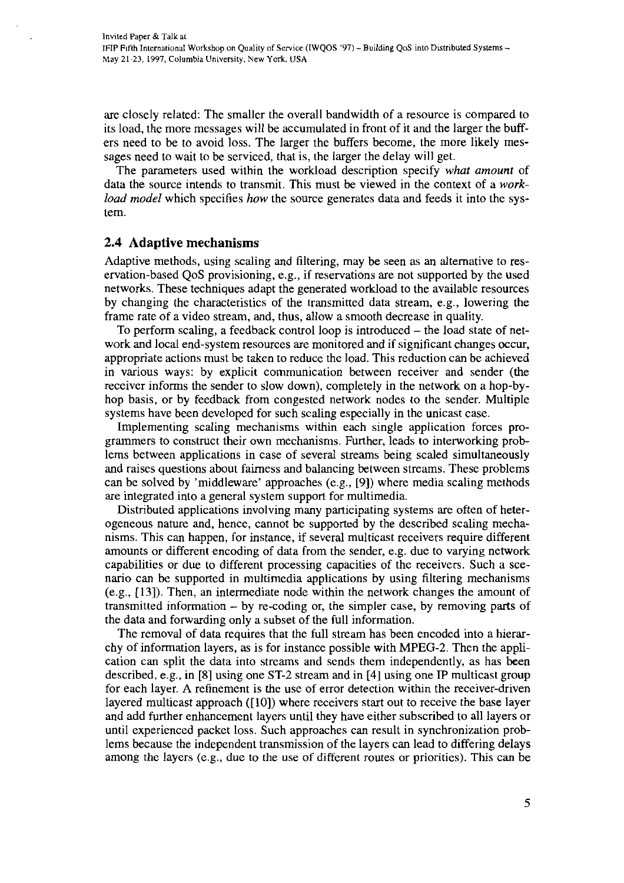are closely related: The smaller the overall bandwidth of a resource is compared to its load, the more messages will be accumulated in front of it and the larger the buffers need to be to avoid loss. The larger the buffers become, the more likely messages need to wait to be serviced, that is, the larger the delay will get.

The parameters used within the workload description specify *what amount* of data the source intends to transmit. This must be viewed in the context of a *workload model* which specifies *how* the source generates data and feeds it into the system.

### 2.4 Adaptive mechanisms

Adaptive methods, using scaling and filtering, may be seen as an alternative to reservation-based QoS provisioning, e.g., if reservations are not supported by the used networks. These techniques adapt the generated workload to the available resources by changing the characteristics of the transmitted data stream, e.g., lowering the frame rate of a video stream, and, thus, allow a smooth decrease in quality.

To perform scaling, a feedback control loop is introduced – the load state of network and local end-system resources are monitored and if significant changes occur, appropriate actions must be taken to reduce the load. This reduction can be achieved in various ways: by explicit communication between receiver and sender (the receiver informs the sender to slow down), completely in the network on a hop-by-hop basis, or by feedback from congested network nodes to the sender. Multiple systems have been developed for such scaling especially in the unicast case.

Implementing scaling mechanisms within each single application forces programmers to construct their own mechanisms. Further, leads to interworking problems between applications in case of several streams being scaled simultaneously and raises questions about fairness and balancing between streams. These problems can be solved by 'middleware' approaches (e.g., [9]) where media scaling methods are integrated into a general system support for multimedia.

Distributed applications involving many participating systems are often of heterogeneous nature and, hence, cannot be supported by the described scaling mechanisms. This can happen, for instance, if several multicast receivers require different amounts or different encoding of data from the sender, e.g. due to varying network capabilities or due to different processing capacities of the receivers. Such a scenario can be supported in multimedia applications by using filtering mechanisms (e.g., [13]). Then, an intermediate node within the network changes the amount of transmitted information – by re-coding or, the simpler case, by removing parts of the data and forwarding only a subset of the full information.

The removal of data requires that the full stream has been encoded into a hierarchy of information layers, as is for instance possible with MPEG-2. Then the application can split the data into streams and sends them independently, as has been described, e.g., in [8] using one ST-2 stream and in [4] using one IP multicast group for each layer. A refinement is the use of error detection within the receiver-driven layered multicast approach ([10]) where receivers start out to receive the base layer and add further enhancement layers until they have either subscribed to all layers or until experienced packet loss. Such approaches can result in synchronization problems because the independent transmission of the layers can lead to differing delays among the layers (e.g., due to the use of different routes or priorities). This can be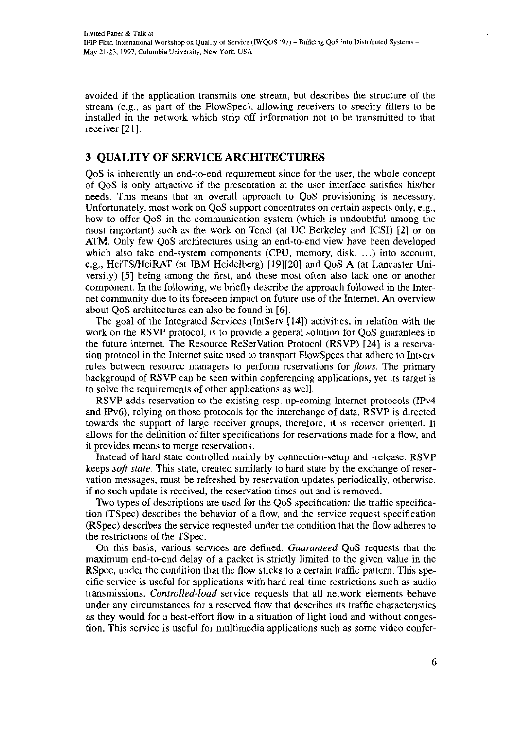avoided if the application transmits one stream, but describes the structure of the stream (e.g., as part of the FlowSpec), allowing receivers to specify filters to be installed in the network which strip off information not to be transmitted to that receiver [21].

## 3 QUALITY OF SERVICE ARCHITECTURES

QoS is inherently an end-to-end requirement since for the user, the whole concept of QoS is only attractive if the presentation at the user interface satisfies his/her needs. This means that an overall approach to QoS provisioning is necessary. Unfortunately, most work on QoS support concentrates on certain aspects only, e.g., how to offer QoS in the communication system (which is undoubtful among the most important) such as the work on Tenet (at UC Berkeley and ICSI) [2] or on ATM. Only few QoS architectures using an end-to-end view have been developed which also take end-system components (CPU, memory, disk, ...) into account, e.g., HeiTS/HeiRAT (at IBM Heidelberg) [19][20] and QoS-A (at Lancaster University) [5] being among the first, and these most often also lack one or another component. In the following, we briefly describe the approach followed in the Internet community due to its foreseen impact on future use of the Internet. An overview about QoS architectures can also be found in [6].

The goal of the Integrated Services (IntServ [14]) activities, in relation with the work on the RSVP protocol, is to provide a general solution for QoS guarantees in the future internet. The Resource ReSerVation Protocol (RSVP) [24] is a reservation protocol in the Internet suite used to transport FlowSpecs that adhere to Intserv rules between resource managers to perform reservations for *flows*. The primary background of RSVP can be seen within conferencing applications, yet its target is to solve the requirements of other applications as well.

RSVP adds reservation to the existing resp. up-coming Internet protocols (IPv4 and IPv6), relying on those protocols for the interchange of data. RSVP is directed towards the support of large receiver groups, therefore, it is receiver oriented. It allows for the definition of filter specifications for reservations made for a flow, and it provides means to merge reservations.

Instead of hard state controlled mainly by connection-setup and -release, RSVP keeps *soft state*. This state, created similarly to hard state by the exchange of reservation messages, must be refreshed by reservation updates periodically, otherwise, if no such update is received, the reservation times out and is removed.

Two types of descriptions are used for the QoS specification: the traffic specification (TSpec) describes the behavior of a flow, and the service request specification (RSpec) describes the service requested under the condition that the flow adheres to the restrictions of the TSpec.

On this basis, various services are defined. *Guaranteed* QoS requests that the maximum end-to-end delay of a packet is strictly limited to the given value in the RSpec, under the condition that the flow sticks to a certain traffic pattern. This specific service is useful for applications with hard real-time restrictions such as audio transmissions. *Controlled-load* service requests that all network elements behave under any circumstances for a reserved flow that describes its traffic characteristics as they would for a best-effort flow in a situation of light load and without congestion. This service is useful for multimedia applications such as some video confer-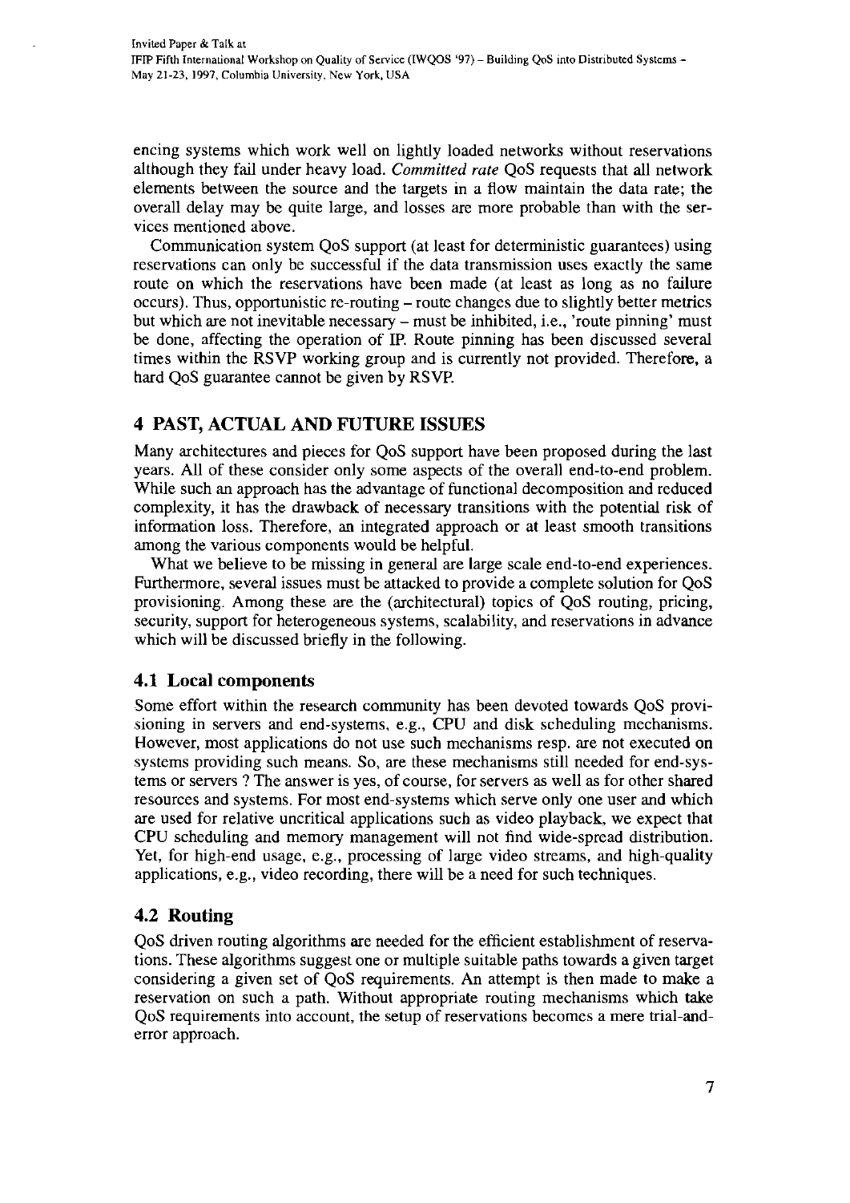encing systems which work well on lightly loaded networks without reservations although they fail under heavy load. *Committed rate* QoS requests that all network elements between the source and the targets in a flow maintain the data rate; the overall delay may be quite large, and losses are more probable than with the services mentioned above.

Communication system QoS support (at least for deterministic guarantees) using reservations can only be successful if the data transmission uses exactly the same route on which the reservations have been made (at least as long as no failure occurs). Thus, opportunistic re-routing – route changes due to slightly better metrics but which are not inevitable necessary – must be inhibited, i.e., 'route pinning' must be done, affecting the operation of IP. Route pinning has been discussed several times within the RSVP working group and is currently not provided. Therefore, a hard QoS guarantee cannot be given by RSVP.

## 4 PAST, ACTUAL AND FUTURE ISSUES

Many architectures and pieces for QoS support have been proposed during the last years. All of these consider only some aspects of the overall end-to-end problem. While such an approach has the advantage of functional decomposition and reduced complexity, it has the drawback of necessary transitions with the potential risk of information loss. Therefore, an integrated approach or at least smooth transitions among the various components would be helpful.

What we believe to be missing in general are large scale end-to-end experiences. Furthermore, several issues must be attacked to provide a complete solution for QoS provisioning. Among these are the (architectural) topics of QoS routing, pricing, security, support for heterogeneous systems, scalability, and reservations in advance which will be discussed briefly in the following.

### 4.1 Local components

Some effort within the research community has been devoted towards QoS provisioning in servers and end-systems, e.g., CPU and disk scheduling mechanisms. However, most applications do not use such mechanisms resp. are not executed on systems providing such means. So, are these mechanisms still needed for end-systems or servers ? The answer is yes, of course, for servers as well as for other shared resources and systems. For most end-systems which serve only one user and which are used for relative uncritical applications such as video playback, we expect that CPU scheduling and memory management will not find wide-spread distribution. Yet, for high-end usage, e.g., processing of large video streams, and high-quality applications, e.g., video recording, there will be a need for such techniques.

### 4.2 Routing

QoS driven routing algorithms are needed for the efficient establishment of reservations. These algorithms suggest one or multiple suitable paths towards a given target considering a given set of QoS requirements. An attempt is then made to make a reservation on such a path. Without appropriate routing mechanisms which take QoS requirements into account, the setup of reservations becomes a mere trial-and-error approach.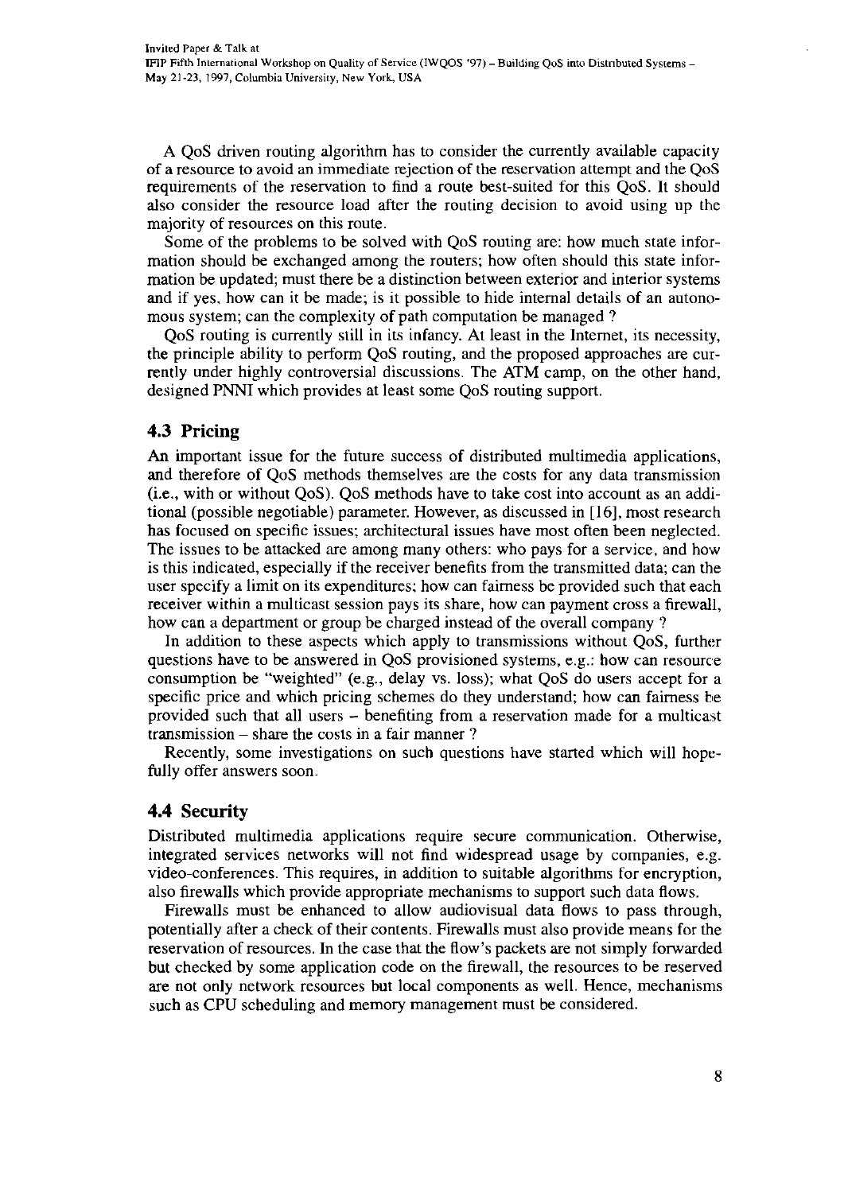A QoS driven routing algorithm has to consider the currently available capacity of a resource to avoid an immediate rejection of the reservation attempt and the QoS requirements of the reservation to find a route best-suited for this QoS. It should also consider the resource load after the routing decision to avoid using up the majority of resources on this route.

Some of the problems to be solved with QoS routing are: how much state information should be exchanged among the routers; how often should this state information be updated; must there be a distinction between exterior and interior systems and if yes, how can it be made; is it possible to hide internal details of an autonomous system; can the complexity of path computation be managed ?

QoS routing is currently still in its infancy. At least in the Internet, its necessity, the principle ability to perform QoS routing, and the proposed approaches are currently under highly controversial discussions. The ATM camp, on the other hand, designed PNNI which provides at least some QoS routing support.

### 4.3 Pricing

An important issue for the future success of distributed multimedia applications, and therefore of QoS methods themselves are the costs for any data transmission (i.e., with or without QoS). QoS methods have to take cost into account as an additional (possible negotiable) parameter. However, as discussed in [16], most research has focused on specific issues; architectural issues have most often been neglected. The issues to be attacked are among many others: who pays for a service, and how is this indicated, especially if the receiver benefits from the transmitted data; can the user specify a limit on its expenditures; how can fairness be provided such that each receiver within a multicast session pays its share, how can payment cross a firewall, how can a department or group be charged instead of the overall company ?

In addition to these aspects which apply to transmissions without QoS, further questions have to be answered in QoS provisioned systems, e.g.: how can resource consumption be "weighted" (e.g., delay vs. loss); what QoS do users accept for a specific price and which pricing schemes do they understand; how can fairness be provided such that all users – benefiting from a reservation made for a multicast transmission – share the costs in a fair manner ?

Recently, some investigations on such questions have started which will hopefully offer answers soon.

### 4.4 Security

Distributed multimedia applications require secure communication. Otherwise, integrated services networks will not find widespread usage by companies, e.g. video-conferences. This requires, in addition to suitable algorithms for encryption, also firewalls which provide appropriate mechanisms to support such data flows.

Firewalls must be enhanced to allow audiovisual data flows to pass through, potentially after a check of their contents. Firewalls must also provide means for the reservation of resources. In the case that the flow's packets are not simply forwarded but checked by some application code on the firewall, the resources to be reserved are not only network resources but local components as well. Hence, mechanisms such as CPU scheduling and memory management must be considered.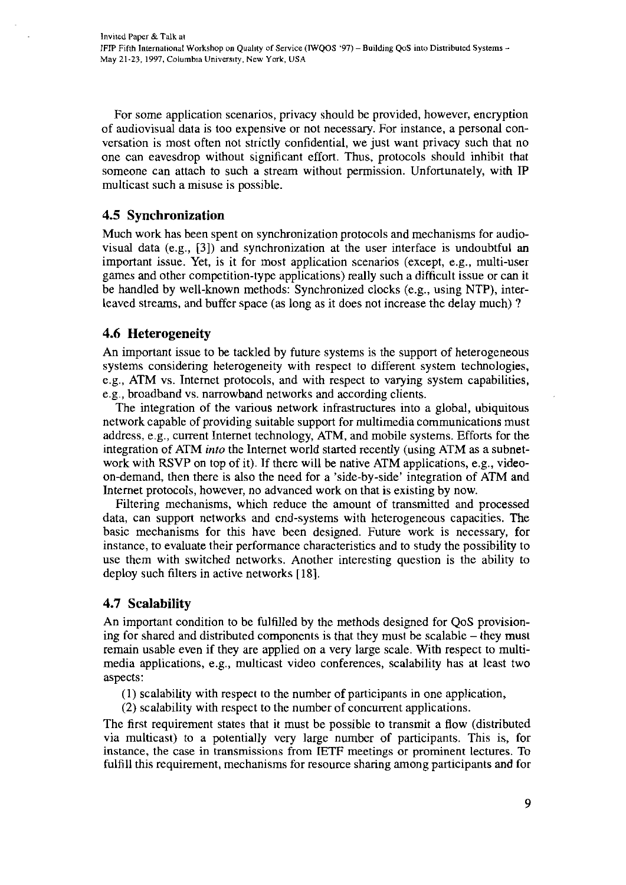For some application scenarios, privacy should be provided, however, encryption of audiovisual data is too expensive or not necessary. For instance, a personal conversation is most often not strictly confidential, we just want privacy such that no one can eavesdrop without significant effort. Thus, protocols should inhibit that someone can attach to such a stream without permission. Unfortunately, with IP multicast such a misuse is possible.

### 4.5 Synchronization

Much work has been spent on synchronization protocols and mechanisms for audiovisual data (e.g., [3]) and synchronization at the user interface is undoubtful an important issue. Yet, is it for most application scenarios (except, e.g., multi-user games and other competition-type applications) really such a difficult issue or can it be handled by well-known methods: Synchronized clocks (e.g., using NTP), interleaved streams, and buffer space (as long as it does not increase the delay much) ?

### 4.6 Heterogeneity

An important issue to be tackled by future systems is the support of heterogeneous systems considering heterogeneity with respect to different system technologies, e.g., ATM vs. Internet protocols, and with respect to varying system capabilities, e.g., broadband vs. narrowband networks and according clients.

The integration of the various network infrastructures into a global, ubiquitous network capable of providing suitable support for multimedia communications must address, e.g., current Internet technology, ATM, and mobile systems. Efforts for the integration of ATM *into* the Internet world started recently (using ATM as a subnetwork with RSVP on top of it). If there will be native ATM applications, e.g., video-on-demand, then there is also the need for a 'side-by-side' integration of ATM and Internet protocols, however, no advanced work on that is existing by now.

Filtering mechanisms, which reduce the amount of transmitted and processed data, can support networks and end-systems with heterogeneous capacities. The basic mechanisms for this have been designed. Future work is necessary, for instance, to evaluate their performance characteristics and to study the possibility to use them with switched networks. Another interesting question is the ability to deploy such filters in active networks [18].

### 4.7 Scalability

An important condition to be fulfilled by the methods designed for QoS provisioning for shared and distributed components is that they must be scalable – they must remain usable even if they are applied on a very large scale. With respect to multimedia applications, e.g., multicast video conferences, scalability has at least two aspects:

(1) scalability with respect to the number of participants in one application,

(2) scalability with respect to the number of concurrent applications.

The first requirement states that it must be possible to transmit a flow (distributed via multicast) to a potentially very large number of participants. This is, for instance, the case in transmissions from IETF meetings or prominent lectures. To fulfill this requirement, mechanisms for resource sharing among participants and for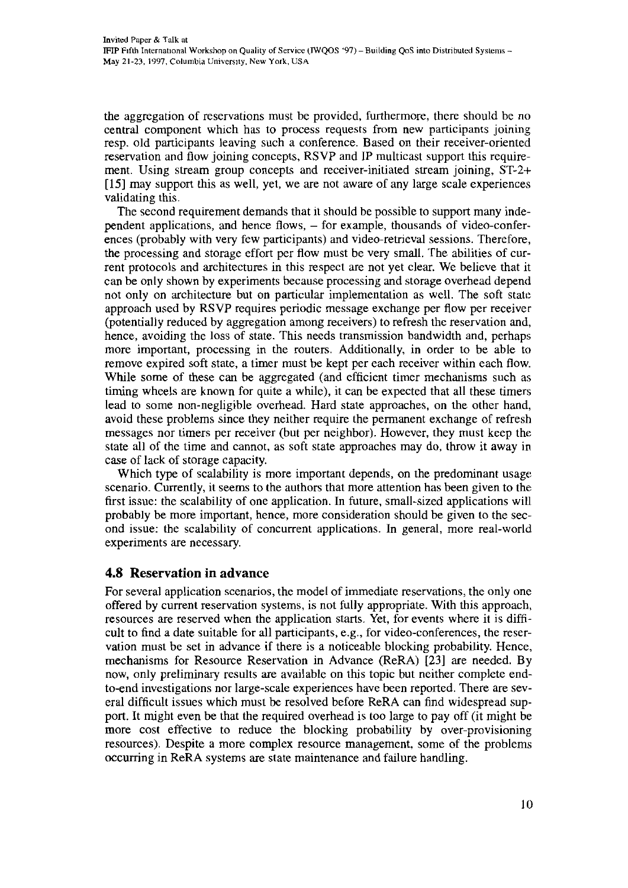the aggregation of reservations must be provided, furthermore, there should be no central component which has to process requests from new participants joining resp. old participants leaving such a conference. Based on their receiver-oriented reservation and flow joining concepts, RSVP and IP multicast support this requirement. Using stream group concepts and receiver-initiated stream joining, ST-2+ [15] may support this as well, yet, we are not aware of any large scale experiences validating this.

The second requirement demands that it should be possible to support many independent applications, and hence flows, – for example, thousands of video-conferences (probably with very few participants) and video-retrieval sessions. Therefore, the processing and storage effort per flow must be very small. The abilities of current protocols and architectures in this respect are not yet clear. We believe that it can be only shown by experiments because processing and storage overhead depend not only on architecture but on particular implementation as well. The soft state approach used by RSVP requires periodic message exchange per flow per receiver (potentially reduced by aggregation among receivers) to refresh the reservation and, hence, avoiding the loss of state. This needs transmission bandwidth and, perhaps more important, processing in the routers. Additionally, in order to be able to remove expired soft state, a timer must be kept per each receiver within each flow. While some of these can be aggregated (and efficient timer mechanisms such as timing wheels are known for quite a while), it can be expected that all these timers lead to some non-negligible overhead. Hard state approaches, on the other hand, avoid these problems since they neither require the permanent exchange of refresh messages nor timers per receiver (but per neighbor). However, they must keep the state all of the time and cannot, as soft state approaches may do, throw it away in case of lack of storage capacity.

Which type of scalability is more important depends, on the predominant usage scenario. Currently, it seems to the authors that more attention has been given to the first issue: the scalability of one application. In future, small-sized applications will probably be more important, hence, more consideration should be given to the second issue: the scalability of concurrent applications. In general, more real-world experiments are necessary.

### 4.8 Reservation in advance

For several application scenarios, the model of immediate reservations, the only one offered by current reservation systems, is not fully appropriate. With this approach, resources are reserved when the application starts. Yet, for events where it is difficult to find a date suitable for all participants, e.g., for video-conferences, the reservation must be set in advance if there is a noticeable blocking probability. Hence, mechanisms for Resource Reservation in Advance (ReRA) [23] are needed. By now, only preliminary results are available on this topic but neither complete end-to-end investigations nor large-scale experiences have been reported. There are several difficult issues which must be resolved before ReRA can find widespread support. It might even be that the required overhead is too large to pay off (it might be more cost effective to reduce the blocking probability by over-provisioning resources). Despite a more complex resource management, some of the problems occurring in ReRA systems are state maintenance and failure handling.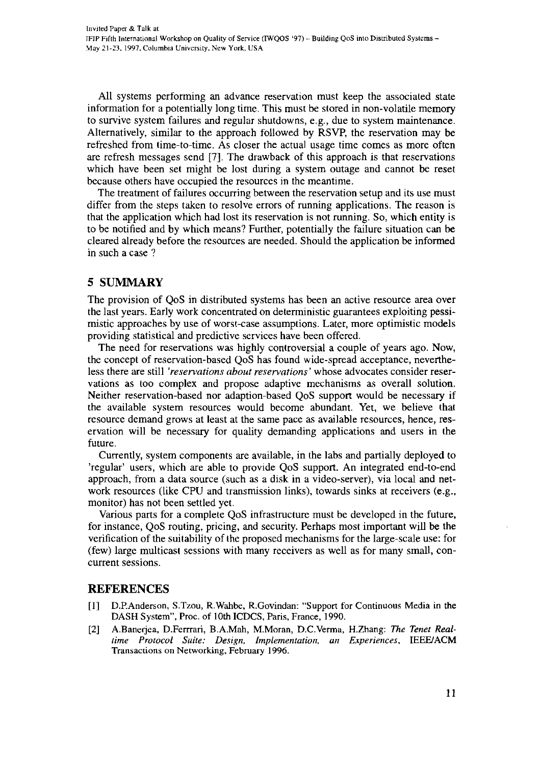All systems performing an advance reservation must keep the associated state information for a potentially long time. This must be stored in non-volatile memory to survive system failures and regular shutdowns, e.g., due to system maintenance. Alternatively, similar to the approach followed by RSVP, the reservation may be refreshed from time-to-time. As closer the actual usage time comes as more often are refresh messages send [7]. The drawback of this approach is that reservations which have been set might be lost during a system outage and cannot be reset because others have occupied the resources in the meantime.

The treatment of failures occurring between the reservation setup and its use must differ from the steps taken to resolve errors of running applications. The reason is that the application which had lost its reservation is not running. So, which entity is to be notified and by which means? Further, potentially the failure situation can be cleared already before the resources are needed. Should the application be informed in such a case ?

## 5 SUMMARY

The provision of QoS in distributed systems has been an active resource area over the last years. Early work concentrated on deterministic guarantees exploiting pessimistic approaches by use of worst-case assumptions. Later, more optimistic models providing statistical and predictive services have been offered.

The need for reservations was highly controversial a couple of years ago. Now, the concept of reservation-based QoS has found wide-spread acceptance, nevertheless there are still *'reservations about reservations'* whose advocates consider reservations as too complex and propose adaptive mechanisms as overall solution. Neither reservation-based nor adaption-based QoS support would be necessary if the available system resources would become abundant. Yet, we believe that resource demand grows at least at the same pace as available resources, hence, reservation will be necessary for quality demanding applications and users in the future.

Currently, system components are available, in the labs and partially deployed to 'regular' users, which are able to provide QoS support. An integrated end-to-end approach, from a data source (such as a disk in a video-server), via local and network resources (like CPU and transmission links), towards sinks at receivers (e.g., monitor) has not been settled yet.

Various parts for a complete QoS infrastructure must be developed in the future, for instance, QoS routing, pricing, and security. Perhaps most important will be the verification of the suitability of the proposed mechanisms for the large-scale use: for (few) large multicast sessions with many receivers as well as for many small, concurrent sessions.

## REFERENCES

[1] D.P.Anderson, S.Tzou, R.Wahbe, R.Govindan: "Support for Continuous Media in the DASH System", Proc. of 10th ICDCS, Paris, France, 1990.

[2] A.Banerjea, D.Ferrrari, B.A.Mah, M.Moran, D.C.Verma, H.Zhang: *The Tenet Real-time Protocol Suite: Design, Implementation, an Experiences*, IEEE/ACM Transactions on Networking, February 1996.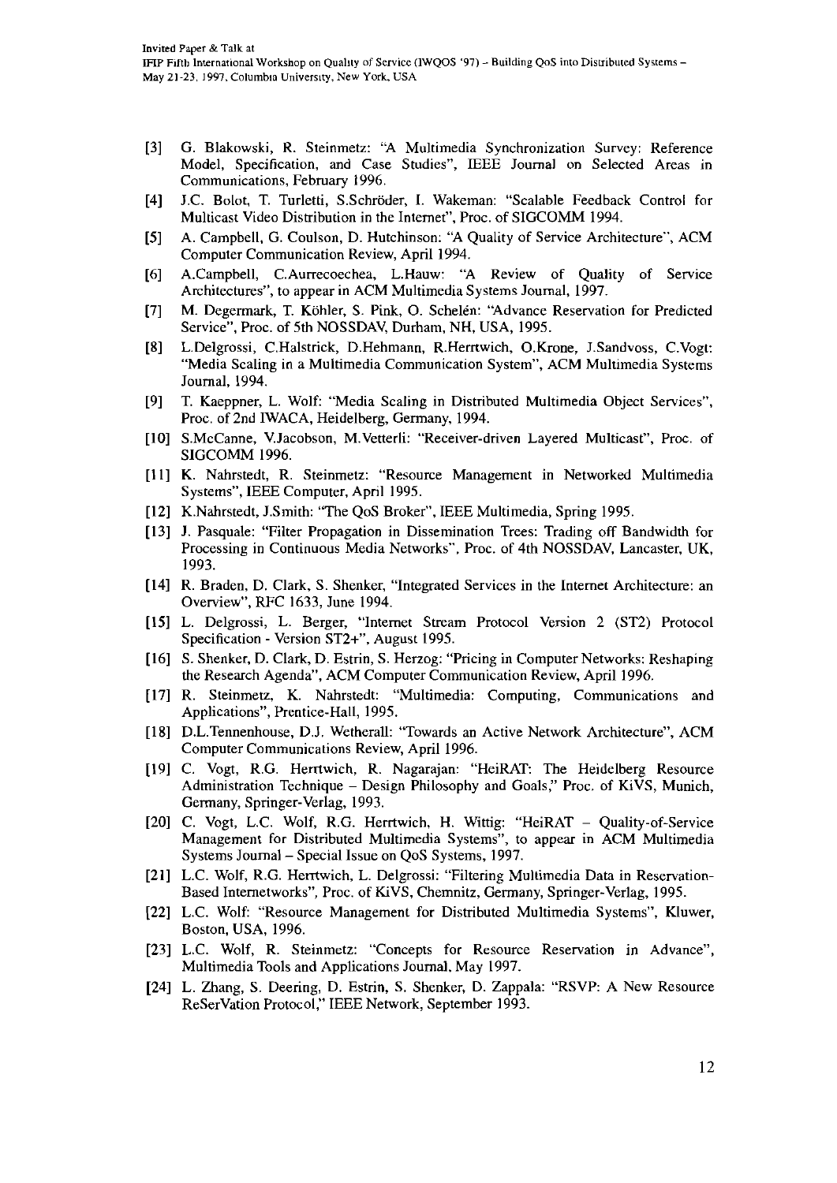[3] G. Blakowski, R. Steinmetz: "A Multimedia Synchronization Survey: Reference Model, Specification, and Case Studies", IEEE Journal on Selected Areas in Communications, February 1996.

[4] J.C. Bolot, T. Turletti, S.Schröder, I. Wakeman: "Scalable Feedback Control for Multicast Video Distribution in the Internet", Proc. of SIGCOMM 1994.

[5] A. Campbell, G. Coulson, D. Hutchinson: "A Quality of Service Architecture", ACM Computer Communication Review, April 1994.

[6] A.Campbell, C.Aurrecoechea, L.Hauw: "A Review of Quality of Service Architectures", to appear in ACM Multimedia Systems Journal, 1997.

[7] M. Degermark, T. Köhler, S. Pink, O. Schelén: "Advance Reservation for Predicted Service", Proc. of 5th NOSSDAV, Durham, NH, USA, 1995.

[8] L.Delgrossi, C.Halstrick, D.Hehmann, R.Herrtwich, O.Krone, J.Sandvoss, C.Vogt: "Media Scaling in a Multimedia Communication System", ACM Multimedia Systems Journal, 1994.

[9] T. Kaeppner, L. Wolf: "Media Scaling in Distributed Multimedia Object Services", Proc. of 2nd IWACA, Heidelberg, Germany, 1994.

[10] S.McCanne, V.Jacobson, M.Vetterli: "Receiver-driven Layered Multicast", Proc. of SIGCOMM 1996.

[11] K. Nahrstedt, R. Steinmetz: "Resource Management in Networked Multimedia Systems", IEEE Computer, April 1995.

[12] K.Nahrstedt, J.Smith: "The QoS Broker", IEEE Multimedia, Spring 1995.

[13] J. Pasquale: "Filter Propagation in Dissemination Trees: Trading off Bandwidth for Processing in Continuous Media Networks", Proc. of 4th NOSSDAV, Lancaster, UK, 1993.

[14] R. Braden, D. Clark, S. Shenker, "Integrated Services in the Internet Architecture: an Overview", RFC 1633, June 1994.

[15] L. Delgrossi, L. Berger, "Internet Stream Protocol Version 2 (ST2) Protocol Specification - Version ST2+", August 1995.

[16] S. Shenker, D. Clark, D. Estrin, S. Herzog: "Pricing in Computer Networks: Reshaping the Research Agenda", ACM Computer Communication Review, April 1996.

[17] R. Steinmetz, K. Nahrstedt: "Multimedia: Computing, Communications and Applications", Prentice-Hall, 1995.

[18] D.L.Tennenhouse, D.J. Wetherall: "Towards an Active Network Architecture", ACM Computer Communications Review, April 1996.

[19] C. Vogt, R.G. Herrtwich, R. Nagarajan: "HeiRAT: The Heidelberg Resource Administration Technique – Design Philosophy and Goals," Proc. of KiVS, Munich, Germany, Springer-Verlag, 1993.

[20] C. Vogt, L.C. Wolf, R.G. Herrtwich, H. Wittig: "HeiRAT – Quality-of-Service Management for Distributed Multimedia Systems", to appear in ACM Multimedia Systems Journal – Special Issue on QoS Systems, 1997.

[21] L.C. Wolf, R.G. Herrtwich, L. Delgrossi: "Filtering Multimedia Data in Reservation-Based Internetworks", Proc. of KiVS, Chemnitz, Germany, Springer-Verlag, 1995.

[22] L.C. Wolf: "Resource Management for Distributed Multimedia Systems", Kluwer, Boston, USA, 1996.

[23] L.C. Wolf, R. Steinmetz: "Concepts for Resource Reservation in Advance", Multimedia Tools and Applications Journal, May 1997.

[24] L. Zhang, S. Deering, D. Estrin, S. Shenker, D. Zappala: "RSVP: A New Resource ReSerVation Protocol," IEEE Network, September 1993.